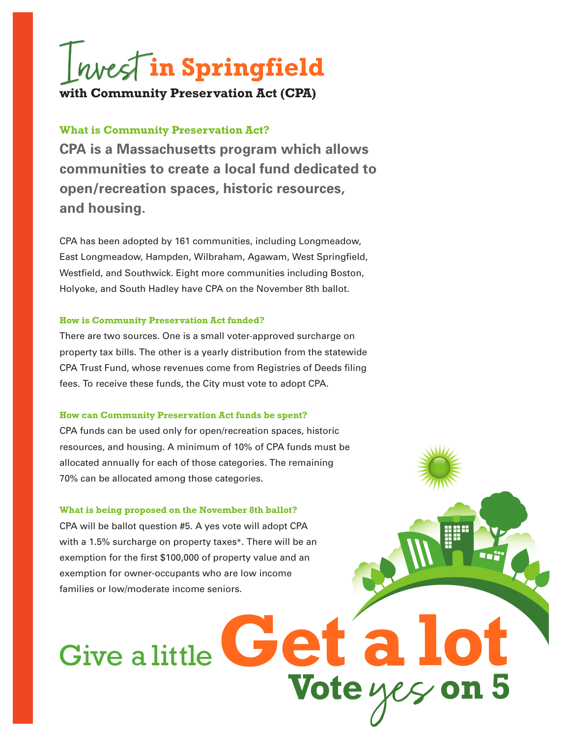# Invest in Springfield

**with Community Preservation Act (CPA)**

### What is Community Preservation Act?

**CPA is a Massachusetts program which allows communities to create a local fund dedicated to open/recreation spaces, historic resources, and housing.**

CPA has been adopted by 161 communities, including Longmeadow, East Longmeadow, Hampden, Wilbraham, Agawam, West Springfield, Westfield, and Southwick. Eight more communities including Boston, Holyoke, and South Hadley have CPA on the November 8th ballot.

#### How is Community Preservation Act funded?

There are two sources. One is a small voter-approved surcharge on property tax bills. The other is a yearly distribution from the statewide CPA Trust Fund, whose revenues come from Registries of Deeds filing fees. To receive these funds, the City must vote to adopt CPA.

#### How can Community Preservation Act funds be spent?

CPA funds can be used only for open/recreation spaces, historic resources, and housing. A minimum of 10% of CPA funds must be allocated annually for each of those categories. The remaining 70% can be allocated among those categories.

#### What is being proposed on the November 8th ballot?

CPA will be ballot question #5. A yes vote will adopt CPA with a 1.5% surcharge on property taxes*. There will be an exemption for the first $100,000 of property value and an exemption for owner-occupants who are low income families or low/moderate income seniors.

Give a little **Get a lot**

**Vote *yes* on 5**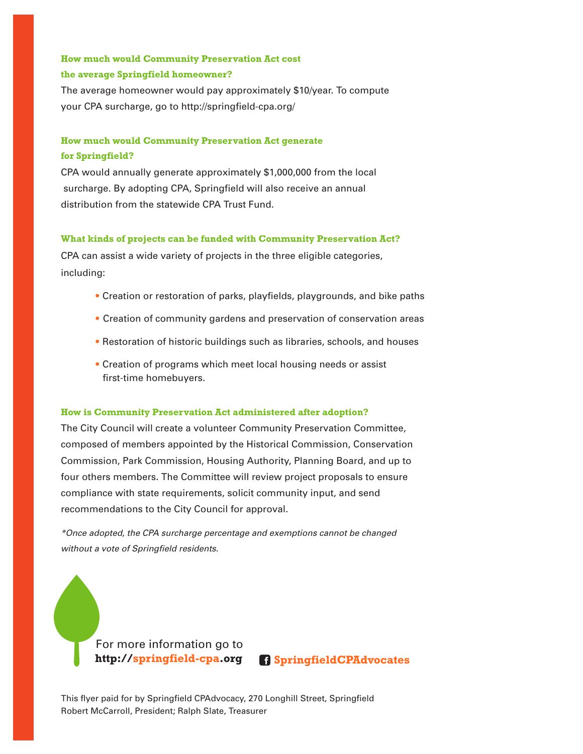### How much would Community Preservation Act cost the average Springfield homeowner?

The average homeowner would pay approximately $10/year. To compute your CPA surcharge, go to http://springfield-cpa.org/

### How much would Community Preservation Act generate for Springfield?

CPA would annually generate approximately $1,000,000 from the local surcharge. By adopting CPA, Springfield will also receive an annual distribution from the statewide CPA Trust Fund.

### What kinds of projects can be funded with Community Preservation Act?

CPA can assist a wide variety of projects in the three eligible categories, including:

- Creation or restoration of parks, playfields, playgrounds, and bike paths
- Creation of community gardens and preservation of conservation areas
- Restoration of historic buildings such as libraries, schools, and houses
- Creation of programs which meet local housing needs or assist first-time homebuyers.

### How is Community Preservation Act administered after adoption?

The City Council will create a volunteer Community Preservation Committee, composed of members appointed by the Historical Commission, Conservation Commission, Park Commission, Housing Authority, Planning Board, and up to four others members. The Committee will review project proposals to ensure compliance with state requirements, solicit community input, and send recommendations to the City Council for approval.

*\*Once adopted, the CPA surcharge percentage and exemptions cannot be changed without a vote of Springfield residents.*

For more information go to
**http://springfield-cpa.org**

**SpringfieldCPAdvocates**

This flyer paid for by Springfield CPAdvocacy, 270 Longhill Street, Springfield
Robert McCarroll, President; Ralph Slate, Treasurer